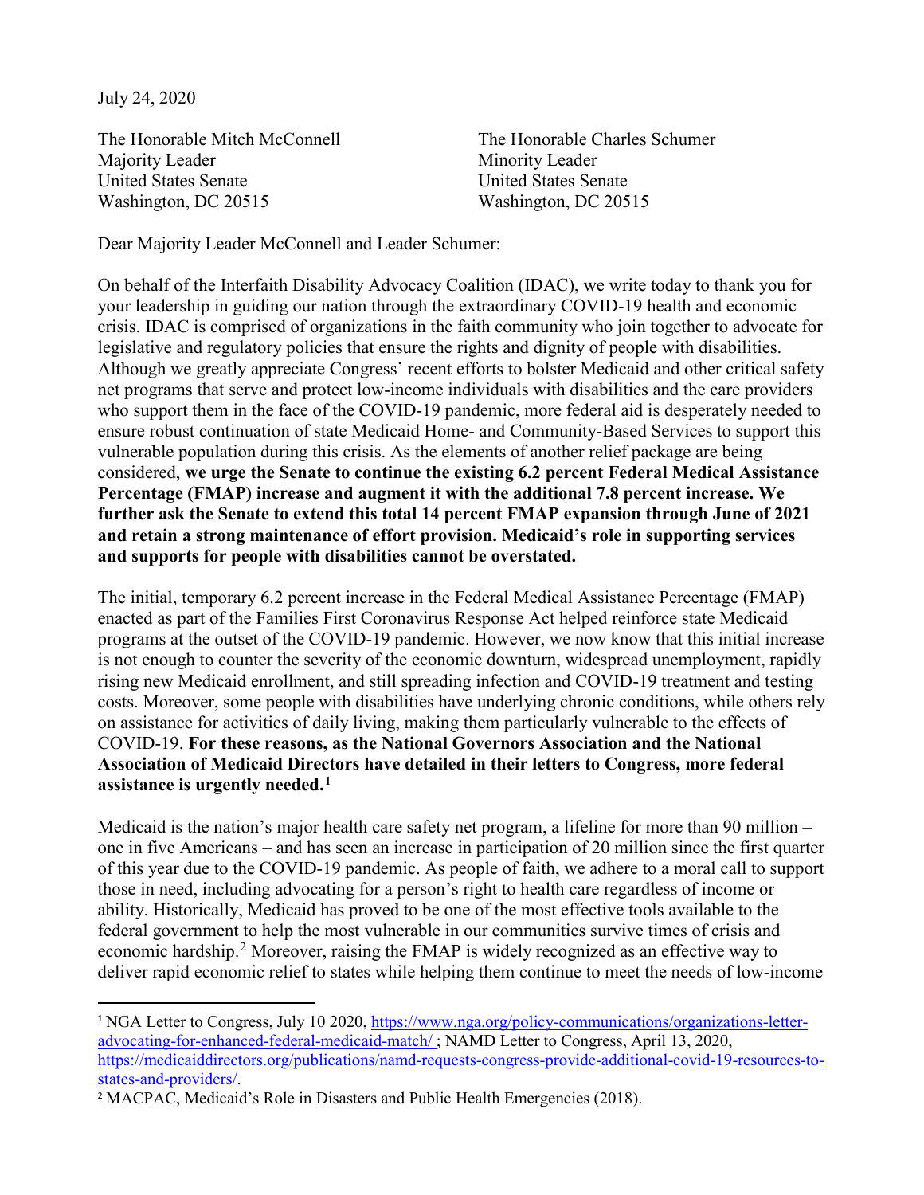July 24, 2020

The Honorable Mitch McConnell
Majority Leader
United States Senate
Washington, DC 20515

The Honorable Charles Schumer
Minority Leader
United States Senate
Washington, DC 20515

Dear Majority Leader McConnell and Leader Schumer:

On behalf of the Interfaith Disability Advocacy Coalition (IDAC), we write today to thank you for your leadership in guiding our nation through the extraordinary COVID-19 health and economic crisis. IDAC is comprised of organizations in the faith community who join together to advocate for legislative and regulatory policies that ensure the rights and dignity of people with disabilities. Although we greatly appreciate Congress' recent efforts to bolster Medicaid and other critical safety net programs that serve and protect low-income individuals with disabilities and the care providers who support them in the face of the COVID-19 pandemic, more federal aid is desperately needed to ensure robust continuation of state Medicaid Home- and Community-Based Services to support this vulnerable population during this crisis. As the elements of another relief package are being considered, **we urge the Senate to continue the existing 6.2 percent Federal Medical Assistance Percentage (FMAP) increase and augment it with the additional 7.8 percent increase. We further ask the Senate to extend this total 14 percent FMAP expansion through June of 2021 and retain a strong maintenance of effort provision. Medicaid's role in supporting services and supports for people with disabilities cannot be overstated.**

The initial, temporary 6.2 percent increase in the Federal Medical Assistance Percentage (FMAP) enacted as part of the Families First Coronavirus Response Act helped reinforce state Medicaid programs at the outset of the COVID-19 pandemic. However, we now know that this initial increase is not enough to counter the severity of the economic downturn, widespread unemployment, rapidly rising new Medicaid enrollment, and still spreading infection and COVID-19 treatment and testing costs. Moreover, some people with disabilities have underlying chronic conditions, while others rely on assistance for activities of daily living, making them particularly vulnerable to the effects of COVID-19. **For these reasons, as the National Governors Association and the National Association of Medicaid Directors have detailed in their letters to Congress, more federal assistance is urgently needed.**[1]

Medicaid is the nation's major health care safety net program, a lifeline for more than 90 million – one in five Americans – and has seen an increase in participation of 20 million since the first quarter of this year due to the COVID-19 pandemic. As people of faith, we adhere to a moral call to support those in need, including advocating for a person's right to health care regardless of income or ability. Historically, Medicaid has proved to be one of the most effective tools available to the federal government to help the most vulnerable in our communities survive times of crisis and economic hardship.[2] Moreover, raising the FMAP is widely recognized as an effective way to deliver rapid economic relief to states while helping them continue to meet the needs of low-income

---

[1] NGA Letter to Congress, July 10 2020, https://www.nga.org/policy-communications/organizations-letter-advocating-for-enhanced-federal-medicaid-match/ ; NAMD Letter to Congress, April 13, 2020, https://medicaiddirectors.org/publications/namd-requests-congress-provide-additional-covid-19-resources-to-states-and-providers/.

[2] MACPAC, Medicaid's Role in Disasters and Public Health Emergencies (2018).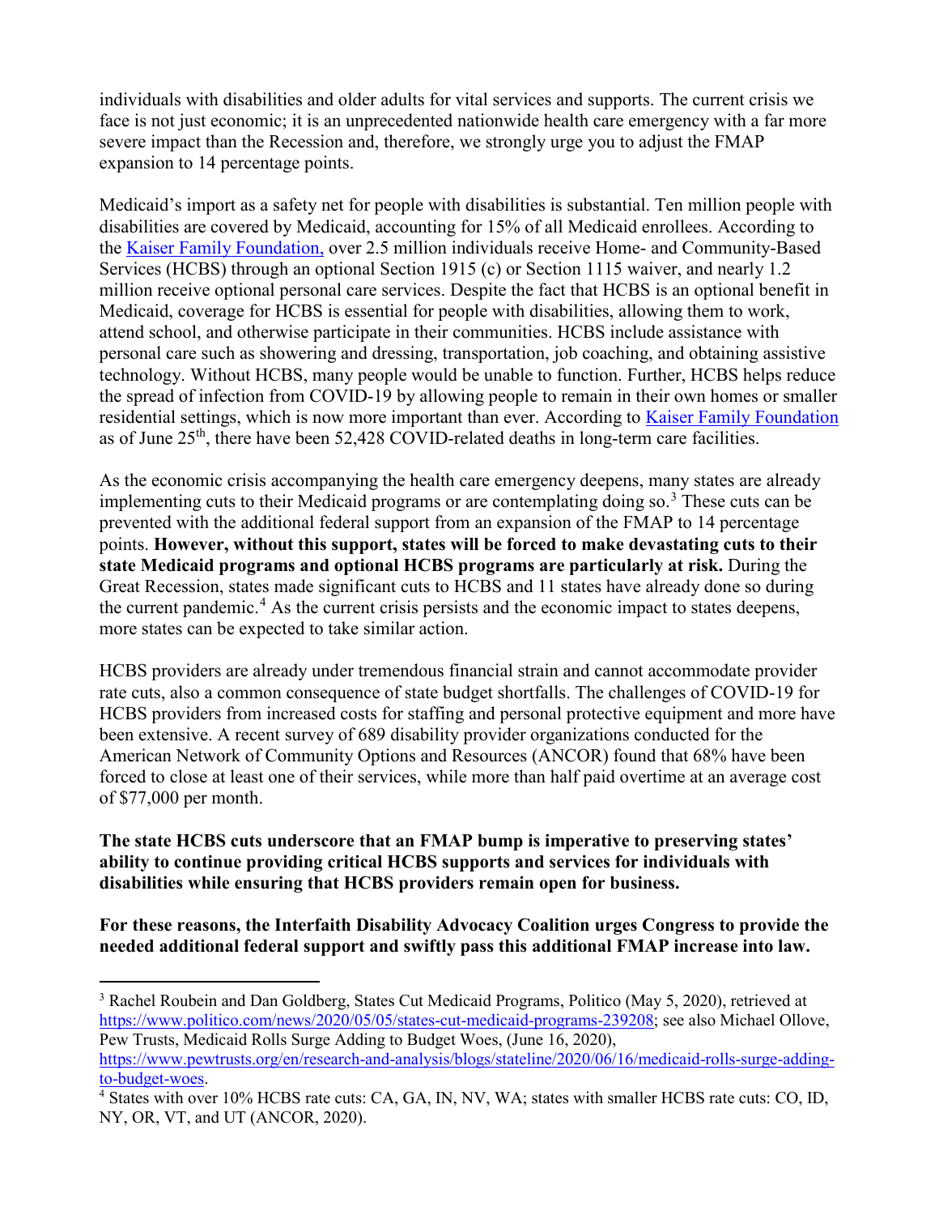individuals with disabilities and older adults for vital services and supports. The current crisis we face is not just economic; it is an unprecedented nationwide health care emergency with a far more severe impact than the Recession and, therefore, we strongly urge you to adjust the FMAP expansion to 14 percentage points.

Medicaid's import as a safety net for people with disabilities is substantial. Ten million people with disabilities are covered by Medicaid, accounting for 15% of all Medicaid enrollees. According to the Kaiser Family Foundation, over 2.5 million individuals receive Home- and Community-Based Services (HCBS) through an optional Section 1915 (c) or Section 1115 waiver, and nearly 1.2 million receive optional personal care services. Despite the fact that HCBS is an optional benefit in Medicaid, coverage for HCBS is essential for people with disabilities, allowing them to work, attend school, and otherwise participate in their communities. HCBS include assistance with personal care such as showering and dressing, transportation, job coaching, and obtaining assistive technology. Without HCBS, many people would be unable to function. Further, HCBS helps reduce the spread of infection from COVID-19 by allowing people to remain in their own homes or smaller residential settings, which is now more important than ever. According to Kaiser Family Foundation as of June 25th, there have been 52,428 COVID-related deaths in long-term care facilities.

As the economic crisis accompanying the health care emergency deepens, many states are already implementing cuts to their Medicaid programs or are contemplating doing so.[3] These cuts can be prevented with the additional federal support from an expansion of the FMAP to 14 percentage points. **However, without this support, states will be forced to make devastating cuts to their state Medicaid programs and optional HCBS programs are particularly at risk.** During the Great Recession, states made significant cuts to HCBS and 11 states have already done so during the current pandemic.[4] As the current crisis persists and the economic impact to states deepens, more states can be expected to take similar action.

HCBS providers are already under tremendous financial strain and cannot accommodate provider rate cuts, also a common consequence of state budget shortfalls. The challenges of COVID-19 for HCBS providers from increased costs for staffing and personal protective equipment and more have been extensive. A recent survey of 689 disability provider organizations conducted for the American Network of Community Options and Resources (ANCOR) found that 68% have been forced to close at least one of their services, while more than half paid overtime at an average cost of $77,000 per month.

**The state HCBS cuts underscore that an FMAP bump is imperative to preserving states' ability to continue providing critical HCBS supports and services for individuals with disabilities while ensuring that HCBS providers remain open for business.**

**For these reasons, the Interfaith Disability Advocacy Coalition urges Congress to provide the needed additional federal support and swiftly pass this additional FMAP increase into law.**

---

[3] Rachel Roubein and Dan Goldberg, States Cut Medicaid Programs, Politico (May 5, 2020), retrieved at https://www.politico.com/news/2020/05/05/states-cut-medicaid-programs-239208; see also Michael Ollove, Pew Trusts, Medicaid Rolls Surge Adding to Budget Woes, (June 16, 2020), https://www.pewtrusts.org/en/research-and-analysis/blogs/stateline/2020/06/16/medicaid-rolls-surge-adding-to-budget-woes.

[4] States with over 10% HCBS rate cuts: CA, GA, IN, NV, WA; states with smaller HCBS rate cuts: CO, ID, NY, OR, VT, and UT (ANCOR, 2020).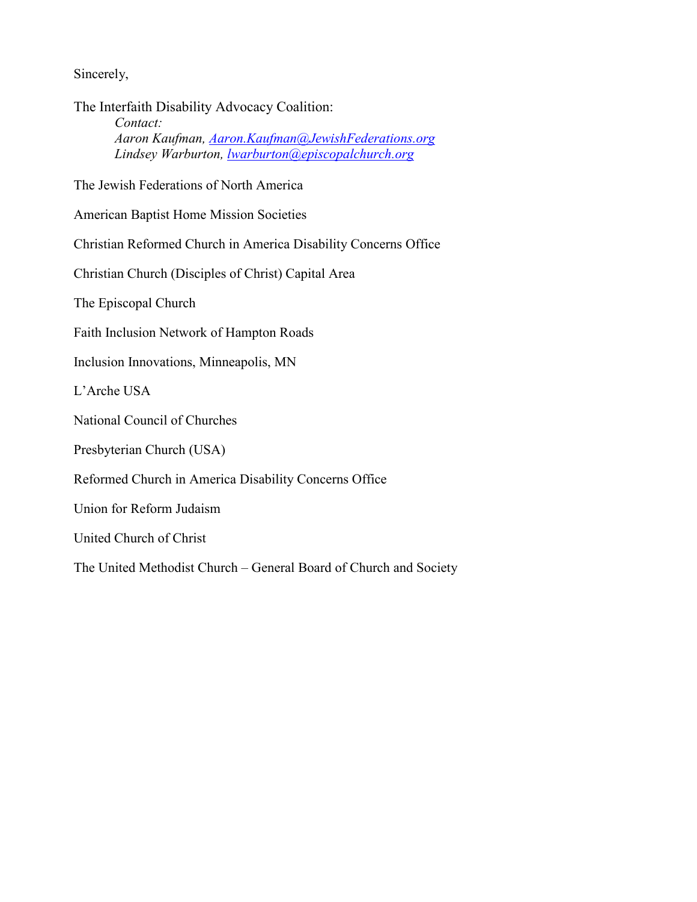Sincerely,

The Interfaith Disability Advocacy Coalition:

*Contact:*
*Aaron Kaufman, [Aaron.Kaufman@JewishFederations.org](mailto:Aaron.Kaufman@JewishFederations.org)*
*Lindsey Warburton, [lwarburton@episcopalchurch.org](mailto:lwarburton@episcopalchurch.org)*

The Jewish Federations of North America

American Baptist Home Mission Societies

Christian Reformed Church in America Disability Concerns Office

Christian Church (Disciples of Christ) Capital Area

The Episcopal Church

Faith Inclusion Network of Hampton Roads

Inclusion Innovations, Minneapolis, MN

L'Arche USA

National Council of Churches

Presbyterian Church (USA)

Reformed Church in America Disability Concerns Office

Union for Reform Judaism

United Church of Christ

The United Methodist Church – General Board of Church and Society